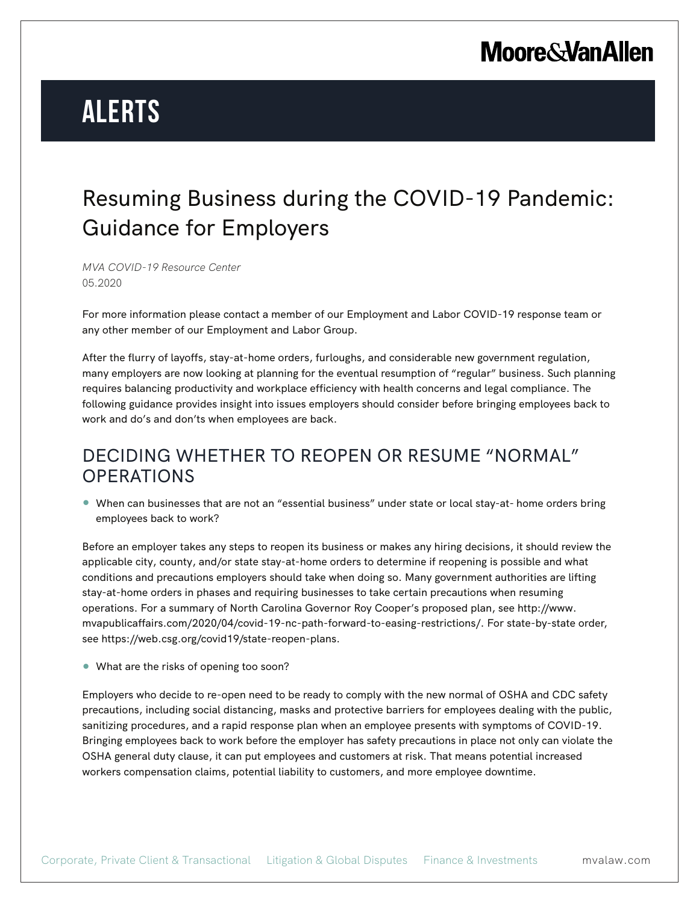# ALERTS

## Resuming Business during the COVID-19 Pandemic: Guidance for Employers

*MVA COVID-19 Resource Center*
05.2020

For more information please contact a member of our Employment and Labor COVID-19 response team or any other member of our Employment and Labor Group.

After the flurry of layoffs, stay-at-home orders, furloughs, and considerable new government regulation, many employers are now looking at planning for the eventual resumption of "regular" business. Such planning requires balancing productivity and workplace efficiency with health concerns and legal compliance. The following guidance provides insight into issues employers should consider before bringing employees back to work and do's and don'ts when employees are back.

## DECIDING WHETHER TO REOPEN OR RESUME "NORMAL" OPERATIONS

- When can businesses that are not an "essential business" under state or local stay-at- home orders bring employees back to work?

Before an employer takes any steps to reopen its business or makes any hiring decisions, it should review the applicable city, county, and/or state stay-at-home orders to determine if reopening is possible and what conditions and precautions employers should take when doing so. Many government authorities are lifting stay-at-home orders in phases and requiring businesses to take certain precautions when resuming operations. For a summary of North Carolina Governor Roy Cooper's proposed plan, see http://www.mvapublicaffairs.com/2020/04/covid-19-nc-path-forward-to-easing-restrictions/. For state-by-state order, see https://web.csg.org/covid19/state-reopen-plans.

- What are the risks of opening too soon?

Employers who decide to re-open need to be ready to comply with the new normal of OSHA and CDC safety precautions, including social distancing, masks and protective barriers for employees dealing with the public, sanitizing procedures, and a rapid response plan when an employee presents with symptoms of COVID-19. Bringing employees back to work before the employer has safety precautions in place not only can violate the OSHA general duty clause, it can put employees and customers at risk. That means potential increased workers compensation claims, potential liability to customers, and more employee downtime.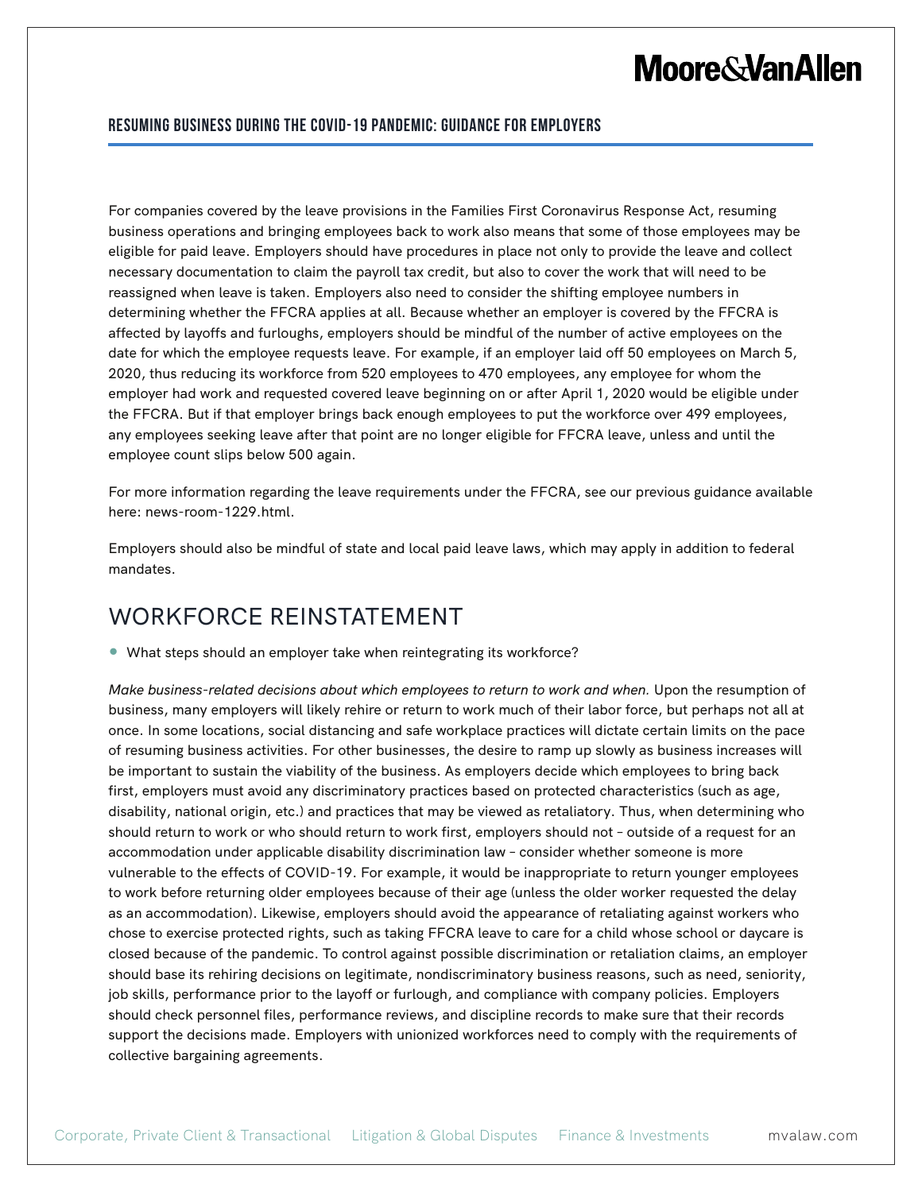For companies covered by the leave provisions in the Families First Coronavirus Response Act, resuming business operations and bringing employees back to work also means that some of those employees may be eligible for paid leave. Employers should have procedures in place not only to provide the leave and collect necessary documentation to claim the payroll tax credit, but also to cover the work that will need to be reassigned when leave is taken. Employers also need to consider the shifting employee numbers in determining whether the FFCRA applies at all. Because whether an employer is covered by the FFCRA is affected by layoffs and furloughs, employers should be mindful of the number of active employees on the date for which the employee requests leave. For example, if an employer laid off 50 employees on March 5, 2020, thus reducing its workforce from 520 employees to 470 employees, any employee for whom the employer had work and requested covered leave beginning on or after April 1, 2020 would be eligible under the FFCRA. But if that employer brings back enough employees to put the workforce over 499 employees, any employees seeking leave after that point are no longer eligible for FFCRA leave, unless and until the employee count slips below 500 again.

For more information regarding the leave requirements under the FFCRA, see our previous guidance available here: news-room-1229.html.

Employers should also be mindful of state and local paid leave laws, which may apply in addition to federal mandates.

## WORKFORCE REINSTATEMENT

- What steps should an employer take when reintegrating its workforce?

*Make business-related decisions about which employees to return to work and when.* Upon the resumption of business, many employers will likely rehire or return to work much of their labor force, but perhaps not all at once. In some locations, social distancing and safe workplace practices will dictate certain limits on the pace of resuming business activities. For other businesses, the desire to ramp up slowly as business increases will be important to sustain the viability of the business. As employers decide which employees to bring back first, employers must avoid any discriminatory practices based on protected characteristics (such as age, disability, national origin, etc.) and practices that may be viewed as retaliatory. Thus, when determining who should return to work or who should return to work first, employers should not – outside of a request for an accommodation under applicable disability discrimination law – consider whether someone is more vulnerable to the effects of COVID-19. For example, it would be inappropriate to return younger employees to work before returning older employees because of their age (unless the older worker requested the delay as an accommodation). Likewise, employers should avoid the appearance of retaliating against workers who chose to exercise protected rights, such as taking FFCRA leave to care for a child whose school or daycare is closed because of the pandemic. To control against possible discrimination or retaliation claims, an employer should base its rehiring decisions on legitimate, nondiscriminatory business reasons, such as need, seniority, job skills, performance prior to the layoff or furlough, and compliance with company policies. Employers should check personnel files, performance reviews, and discipline records to make sure that their records support the decisions made. Employers with unionized workforces need to comply with the requirements of collective bargaining agreements.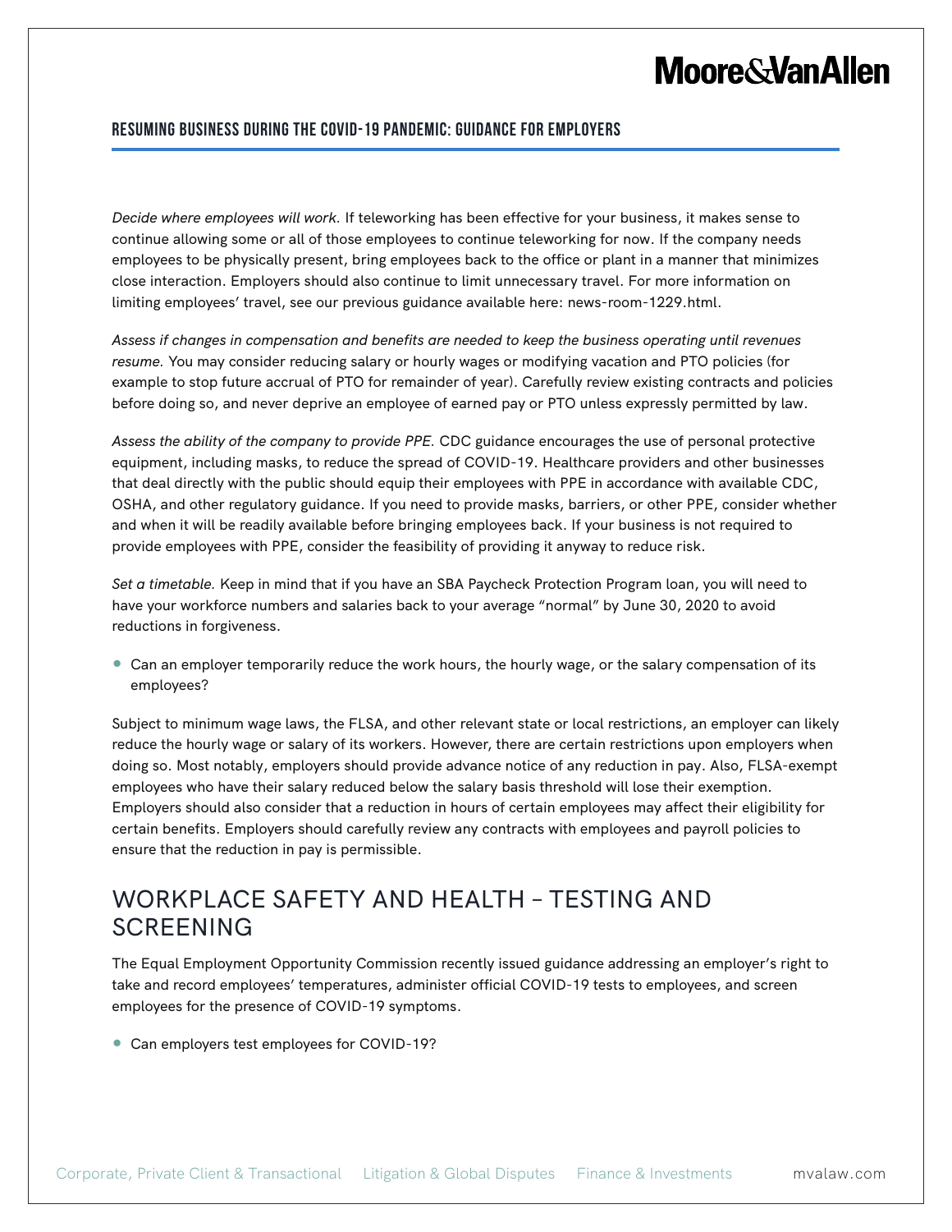*Decide where employees will work.* If teleworking has been effective for your business, it makes sense to continue allowing some or all of those employees to continue teleworking for now. If the company needs employees to be physically present, bring employees back to the office or plant in a manner that minimizes close interaction. Employers should also continue to limit unnecessary travel. For more information on limiting employees' travel, see our previous guidance available here: news-room-1229.html.

*Assess if changes in compensation and benefits are needed to keep the business operating until revenues resume.* You may consider reducing salary or hourly wages or modifying vacation and PTO policies (for example to stop future accrual of PTO for remainder of year). Carefully review existing contracts and policies before doing so, and never deprive an employee of earned pay or PTO unless expressly permitted by law.

*Assess the ability of the company to provide PPE.* CDC guidance encourages the use of personal protective equipment, including masks, to reduce the spread of COVID-19. Healthcare providers and other businesses that deal directly with the public should equip their employees with PPE in accordance with available CDC, OSHA, and other regulatory guidance. If you need to provide masks, barriers, or other PPE, consider whether and when it will be readily available before bringing employees back. If your business is not required to provide employees with PPE, consider the feasibility of providing it anyway to reduce risk.

*Set a timetable.* Keep in mind that if you have an SBA Paycheck Protection Program loan, you will need to have your workforce numbers and salaries back to your average "normal" by June 30, 2020 to avoid reductions in forgiveness.

- Can an employer temporarily reduce the work hours, the hourly wage, or the salary compensation of its employees?

Subject to minimum wage laws, the FLSA, and other relevant state or local restrictions, an employer can likely reduce the hourly wage or salary of its workers. However, there are certain restrictions upon employers when doing so. Most notably, employers should provide advance notice of any reduction in pay. Also, FLSA-exempt employees who have their salary reduced below the salary basis threshold will lose their exemption. Employers should also consider that a reduction in hours of certain employees may affect their eligibility for certain benefits. Employers should carefully review any contracts with employees and payroll policies to ensure that the reduction in pay is permissible.

## WORKPLACE SAFETY AND HEALTH – TESTING AND SCREENING

The Equal Employment Opportunity Commission recently issued guidance addressing an employer's right to take and record employees' temperatures, administer official COVID-19 tests to employees, and screen employees for the presence of COVID-19 symptoms.

- Can employers test employees for COVID-19?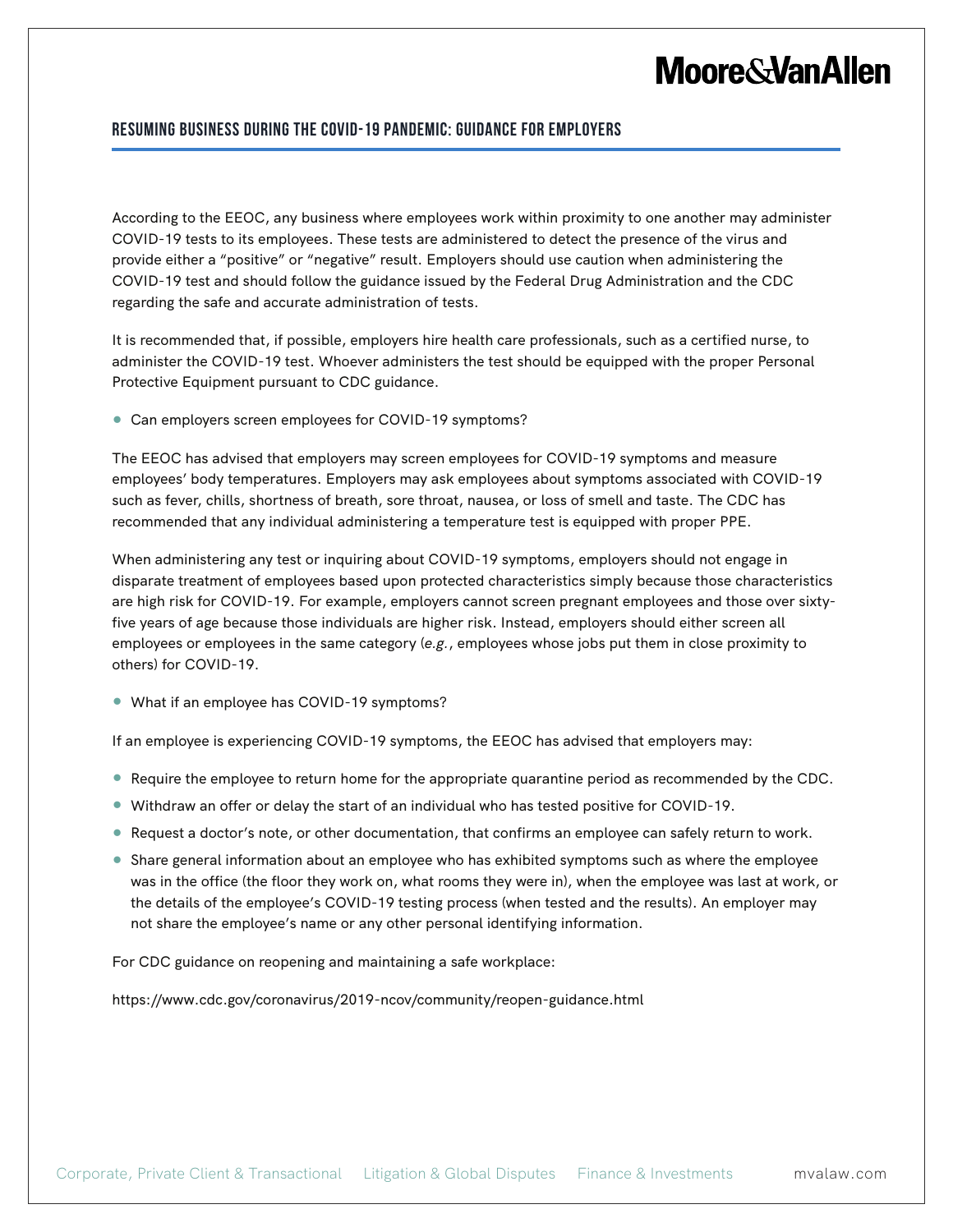According to the EEOC, any business where employees work within proximity to one another may administer COVID-19 tests to its employees. These tests are administered to detect the presence of the virus and provide either a "positive" or "negative" result. Employers should use caution when administering the COVID-19 test and should follow the guidance issued by the Federal Drug Administration and the CDC regarding the safe and accurate administration of tests.

It is recommended that, if possible, employers hire health care professionals, such as a certified nurse, to administer the COVID-19 test. Whoever administers the test should be equipped with the proper Personal Protective Equipment pursuant to CDC guidance.

- Can employers screen employees for COVID-19 symptoms?

The EEOC has advised that employers may screen employees for COVID-19 symptoms and measure employees' body temperatures. Employers may ask employees about symptoms associated with COVID-19 such as fever, chills, shortness of breath, sore throat, nausea, or loss of smell and taste. The CDC has recommended that any individual administering a temperature test is equipped with proper PPE.

When administering any test or inquiring about COVID-19 symptoms, employers should not engage in disparate treatment of employees based upon protected characteristics simply because those characteristics are high risk for COVID-19. For example, employers cannot screen pregnant employees and those over sixty-five years of age because those individuals are higher risk. Instead, employers should either screen all employees or employees in the same category (*e.g.*, employees whose jobs put them in close proximity to others) for COVID-19.

- What if an employee has COVID-19 symptoms?

If an employee is experiencing COVID-19 symptoms, the EEOC has advised that employers may:

- Require the employee to return home for the appropriate quarantine period as recommended by the CDC.
- Withdraw an offer or delay the start of an individual who has tested positive for COVID-19.
- Request a doctor's note, or other documentation, that confirms an employee can safely return to work.
- Share general information about an employee who has exhibited symptoms such as where the employee was in the office (the floor they work on, what rooms they were in), when the employee was last at work, or the details of the employee's COVID-19 testing process (when tested and the results). An employer may not share the employee's name or any other personal identifying information.

For CDC guidance on reopening and maintaining a safe workplace:

https://www.cdc.gov/coronavirus/2019-ncov/community/reopen-guidance.html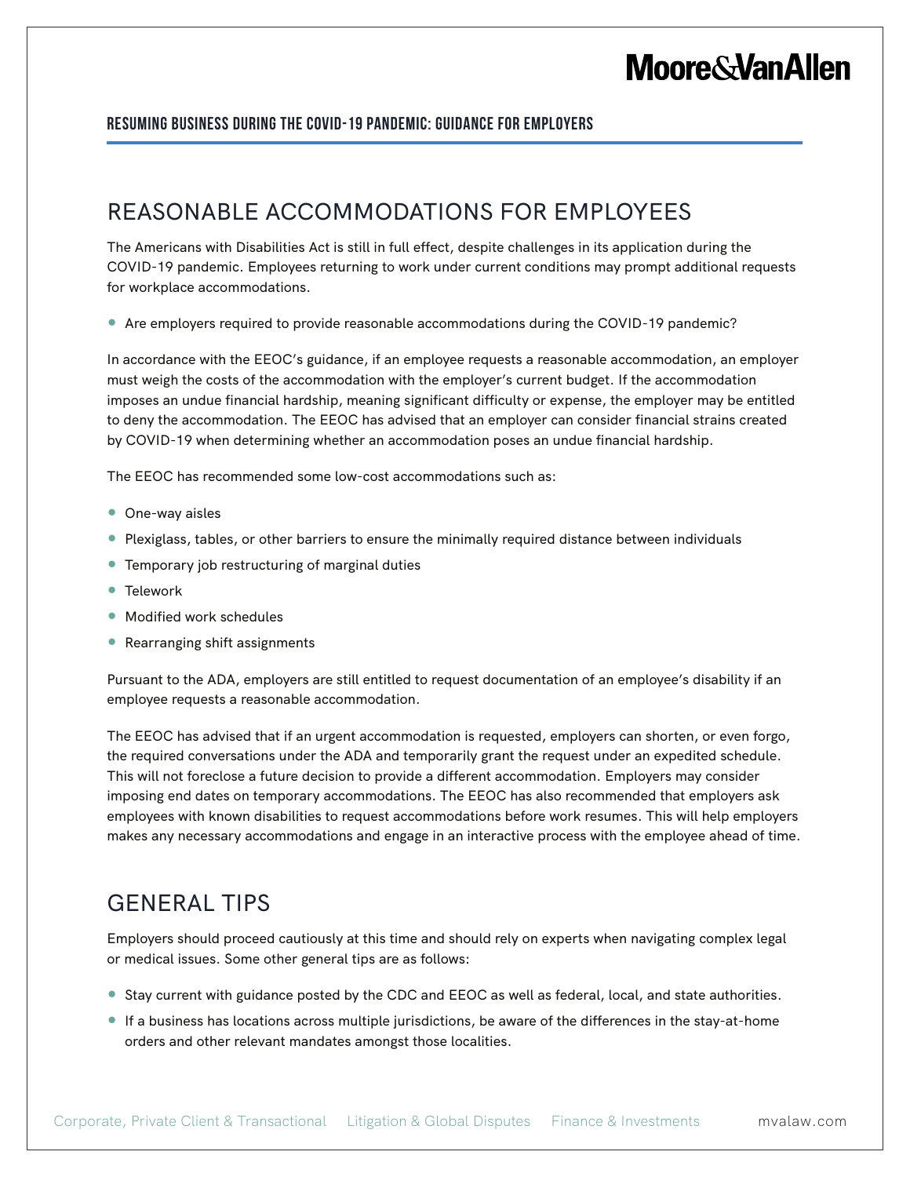## REASONABLE ACCOMMODATIONS FOR EMPLOYEES

The Americans with Disabilities Act is still in full effect, despite challenges in its application during the COVID-19 pandemic. Employees returning to work under current conditions may prompt additional requests for workplace accommodations.

- Are employers required to provide reasonable accommodations during the COVID-19 pandemic?

In accordance with the EEOC's guidance, if an employee requests a reasonable accommodation, an employer must weigh the costs of the accommodation with the employer's current budget. If the accommodation imposes an undue financial hardship, meaning significant difficulty or expense, the employer may be entitled to deny the accommodation. The EEOC has advised that an employer can consider financial strains created by COVID-19 when determining whether an accommodation poses an undue financial hardship.

The EEOC has recommended some low-cost accommodations such as:

- One-way aisles
- Plexiglass, tables, or other barriers to ensure the minimally required distance between individuals
- Temporary job restructuring of marginal duties
- Telework
- Modified work schedules
- Rearranging shift assignments

Pursuant to the ADA, employers are still entitled to request documentation of an employee's disability if an employee requests a reasonable accommodation.

The EEOC has advised that if an urgent accommodation is requested, employers can shorten, or even forgo, the required conversations under the ADA and temporarily grant the request under an expedited schedule. This will not foreclose a future decision to provide a different accommodation. Employers may consider imposing end dates on temporary accommodations. The EEOC has also recommended that employers ask employees with known disabilities to request accommodations before work resumes. This will help employers makes any necessary accommodations and engage in an interactive process with the employee ahead of time.

## GENERAL TIPS

Employers should proceed cautiously at this time and should rely on experts when navigating complex legal or medical issues. Some other general tips are as follows:

- Stay current with guidance posted by the CDC and EEOC as well as federal, local, and state authorities.
- If a business has locations across multiple jurisdictions, be aware of the differences in the stay-at-home orders and other relevant mandates amongst those localities.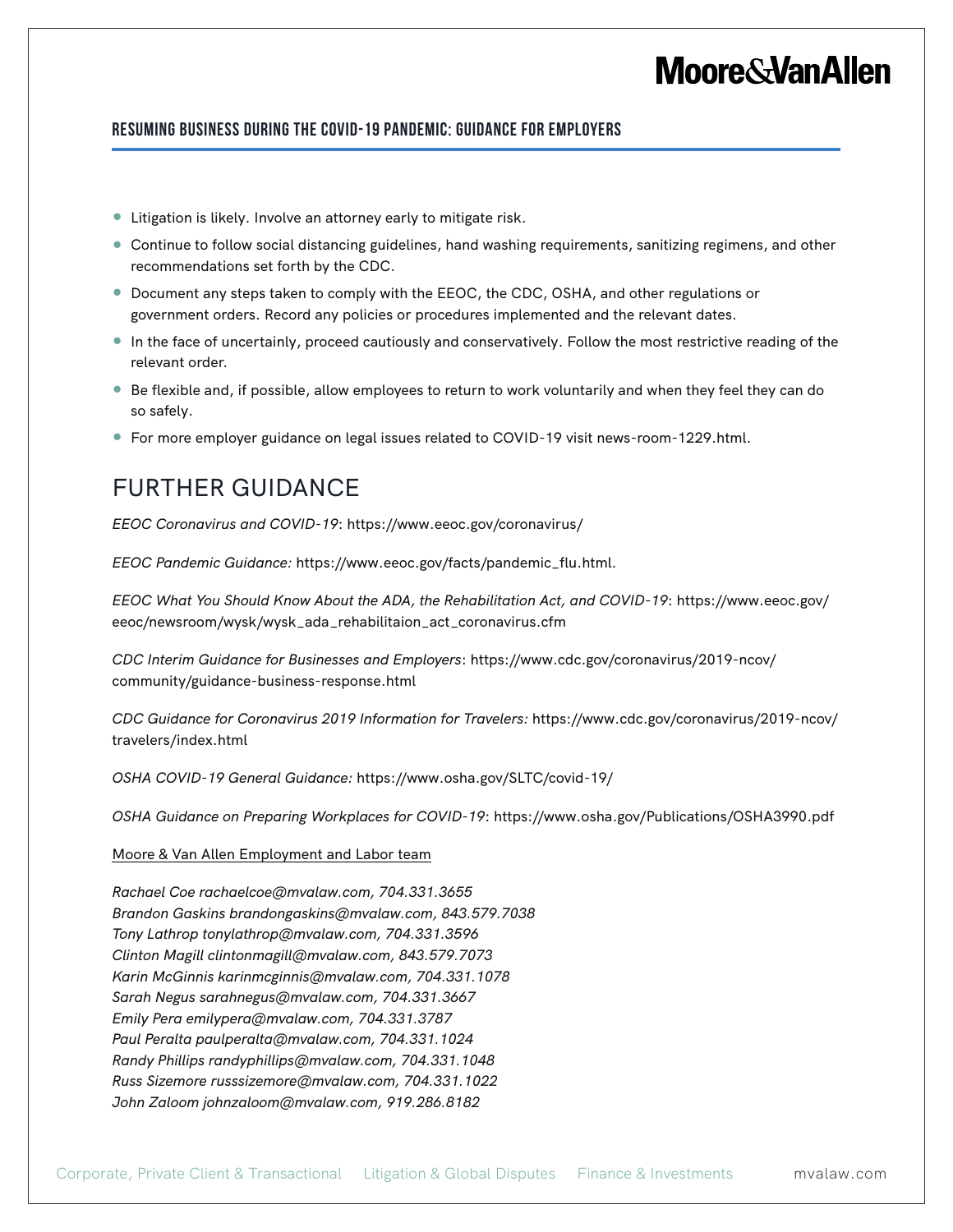- Litigation is likely. Involve an attorney early to mitigate risk.
- Continue to follow social distancing guidelines, hand washing requirements, sanitizing regimens, and other recommendations set forth by the CDC.
- Document any steps taken to comply with the EEOC, the CDC, OSHA, and other regulations or government orders. Record any policies or procedures implemented and the relevant dates.
- In the face of uncertainly, proceed cautiously and conservatively. Follow the most restrictive reading of the relevant order.
- Be flexible and, if possible, allow employees to return to work voluntarily and when they feel they can do so safely.
- For more employer guidance on legal issues related to COVID-19 visit news-room-1229.html.

## FURTHER GUIDANCE

*EEOC Coronavirus and COVID-19*: https://www.eeoc.gov/coronavirus/

*EEOC Pandemic Guidance:* https://www.eeoc.gov/facts/pandemic_flu.html.

*EEOC What You Should Know About the ADA, the Rehabilitation Act, and COVID-19*: https://www.eeoc.gov/eeoc/newsroom/wysk/wysk_ada_rehabilitaion_act_coronavirus.cfm

*CDC Interim Guidance for Businesses and Employers*: https://www.cdc.gov/coronavirus/2019-ncov/community/guidance-business-response.html

*CDC Guidance for Coronavirus 2019 Information for Travelers:* https://www.cdc.gov/coronavirus/2019-ncov/travelers/index.html

*OSHA COVID-19 General Guidance:* https://www.osha.gov/SLTC/covid-19/

*OSHA Guidance on Preparing Workplaces for COVID-19*: https://www.osha.gov/Publications/OSHA3990.pdf

Moore & Van Allen Employment and Labor team

*Rachael Coe rachaelcoe@mvalaw.com, 704.331.3655*
*Brandon Gaskins brandongaskins@mvalaw.com, 843.579.7038*
*Tony Lathrop tonylathrop@mvalaw.com, 704.331.3596*
*Clinton Magill clintonmagill@mvalaw.com, 843.579.7073*
*Karin McGinnis karinmcginnis@mvalaw.com, 704.331.1078*
*Sarah Negus sarahnegus@mvalaw.com, 704.331.3667*
*Emily Pera emilypera@mvalaw.com, 704.331.3787*
*Paul Peralta paulperalta@mvalaw.com, 704.331.1024*
*Randy Phillips randyphillips@mvalaw.com, 704.331.1048*
*Russ Sizemore russsizemore@mvalaw.com, 704.331.1022*
*John Zaloom johnzaloom@mvalaw.com, 919.286.8182*